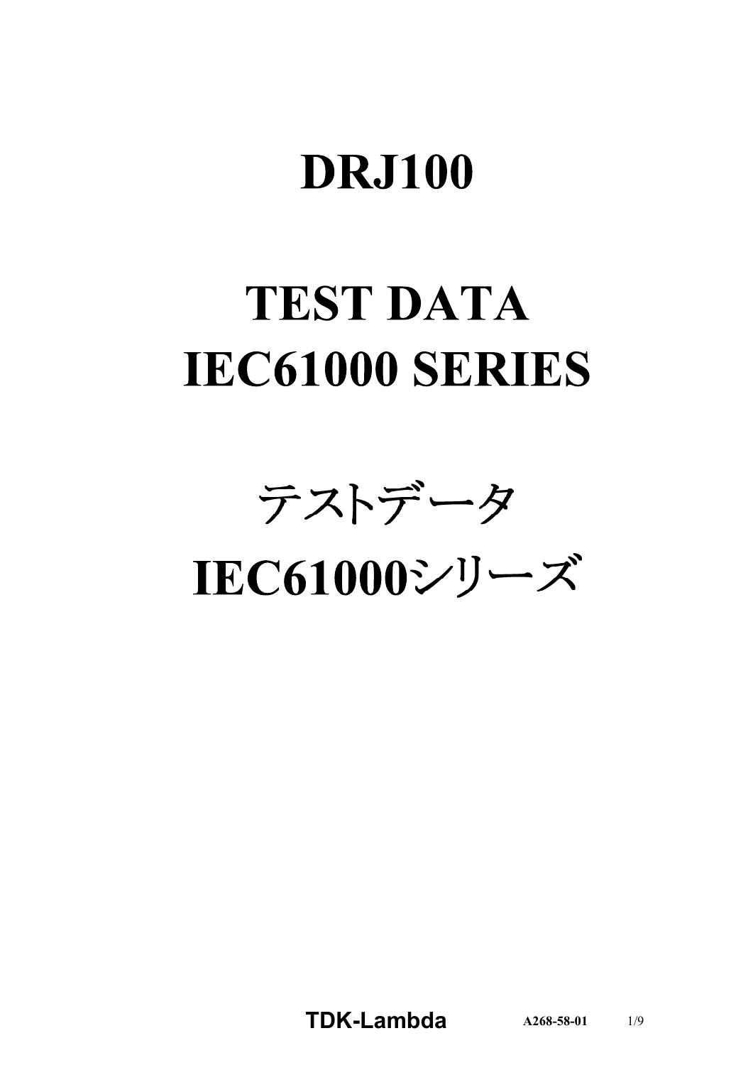# DRJ100

# TEST DATA
# IEC61000 SERIES

# テストデータ
# IEC61000シリーズ

**TDK-Lambda** A268-58-01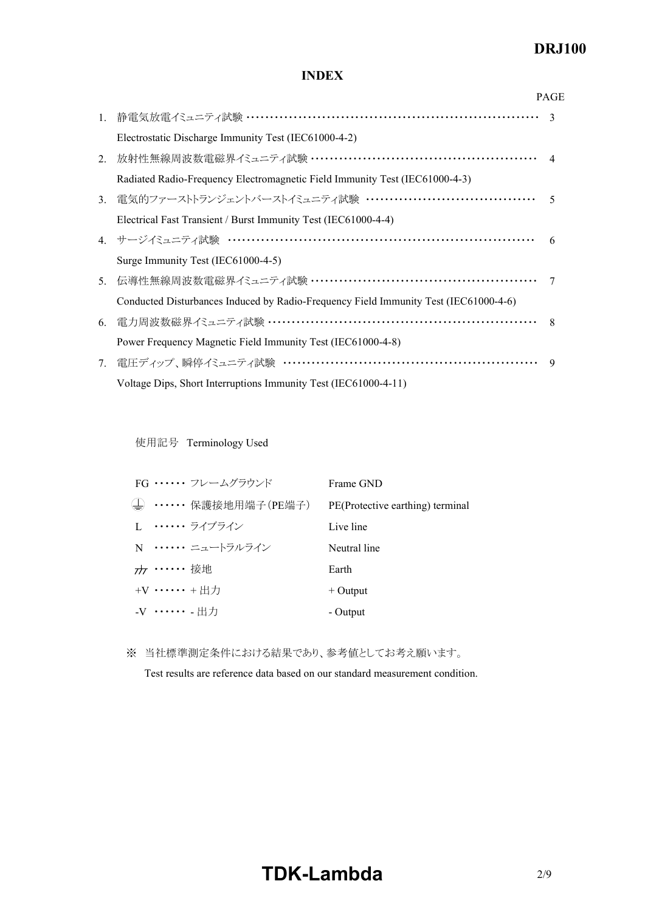# INDEX

| | | PAGE |
|---|---|---|
| 1. | 静電気放電イミュニティ試験 ······ Electrostatic Discharge Immunity Test (IEC61000-4-2) | 3 |
| 2. | 放射性無線周波数電磁界イミュニティ試験 ······ Radiated Radio-Frequency Electromagnetic Field Immunity Test (IEC61000-4-3) | 4 |
| 3. | 電気的ファーストトランジェントバーストイミュニティ試験 ······ Electrical Fast Transient / Burst Immunity Test (IEC61000-4-4) | 5 |
| 4. | サージイミュニティ試験 ······ Surge Immunity Test (IEC61000-4-5) | 6 |
| 5. | 伝導性無線周波数電磁界イミュニティ試験 ······ Conducted Disturbances Induced by Radio-Frequency Field Immunity Test (IEC61000-4-6) | 7 |
| 6. | 電力周波数磁界イミュニティ試験 ······ Power Frequency Magnetic Field Immunity Test (IEC61000-4-8) | 8 |
| 7. | 電圧ディップ、瞬停イミュニティ試験 ······ Voltage Dips, Short Interruptions Immunity Test (IEC61000-4-11) | 9 |

使用記号 Terminology Used

| | | |
|---|---|---|
| FG | ······ フレームグラウンド | Frame GND |
| ⏚ | ······ 保護接地用端子（PE端子） | PE(Protective earthing) terminal |
| L | ······ ライブライン | Live line |
| N | ······ ニュートラルライン | Neutral line |
| ⏚ | ······ 接地 | Earth |
| +V | ······ ＋出力 | + Output |
| -V | ······ - 出力 | - Output |

※ 当社標準測定条件における結果であり、参考値としてお考え願います。

Test results are reference data based on our standard measurement condition.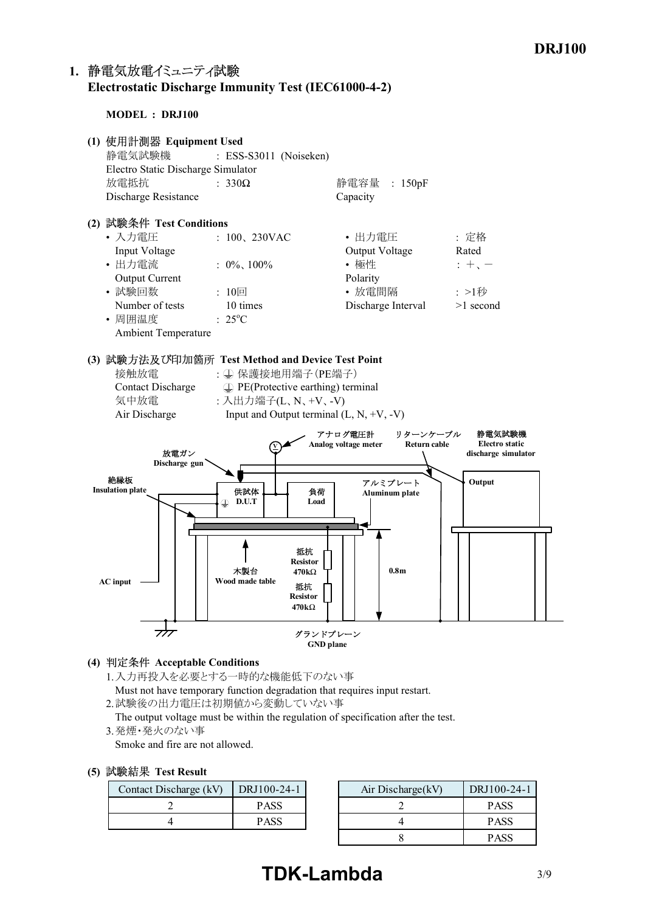# 1. 静電気放電イミュニティ試験 Electrostatic Discharge Immunity Test (IEC61000-4-2)

**MODEL : DRJ100**

## (1) 使用計測器 Equipment Used

静電気試験機 : ESS-S3011 (Noiseken)
Electro Static Discharge Simulator

放電抵抗 : 330Ω　　静電容量 : 150pF
Discharge Resistance　　Capacity

## (2) 試験条件 Test Conditions

- 入力電圧 Input Voltage : 100、230VAC
- 出力電圧 Output Voltage : 定格 Rated
- 出力電流 Output Current : 0%、100%
- 極性 Polarity : ＋、－
- 試験回数 Number of tests : 10回 10 times
- 放電間隔 Discharge Interval : >1秒 >1 second
- 周囲温度 Ambient Temperature : 25°C

## (3) 試験方法及び印加箇所 Test Method and Device Test Point

接触放電 Contact Discharge : ⏚ 保護接地用端子（PE端子） ⏚ PE(Protective earthing) terminal

気中放電 Air Discharge : 入出力端子(L、N、+V、-V) Input and Output terminal (L, N, +V, -V)

アナログ電圧計 Analog voltage meter
リターンケーブル Return cable
静電気試験機 Electro static discharge simulator
放電ガン Discharge gun
絶縁板 Insulation plate
供試体 D.U.T
負荷 Load
アルミプレート Aluminum plate
Output
抵抗 Resistor 470kΩ
抵抗 Resistor 470kΩ
木製台 Wood made table
0.8m
AC input
グランドプレーン GND plane

## (4) 判定条件 Acceptable Conditions

1. 入力再投入を必要とする一時的な機能低下のない事
   Must not have temporary function degradation that requires input restart.
2. 試験後の出力電圧は初期値から変動していない事
   The output voltage must be within the regulation of specification after the test.
3. 発煙・発火のない事
   Smoke and fire are not allowed.

## (5) 試験結果 Test Result

| Contact Discharge (kV) | DRJ100-24-1 |
|---|---|
| 2 | PASS |
| 4 | PASS |

| Air Discharge(kV) | DRJ100-24-1 |
|---|---|
| 2 | PASS |
| 4 | PASS |
| 8 | PASS |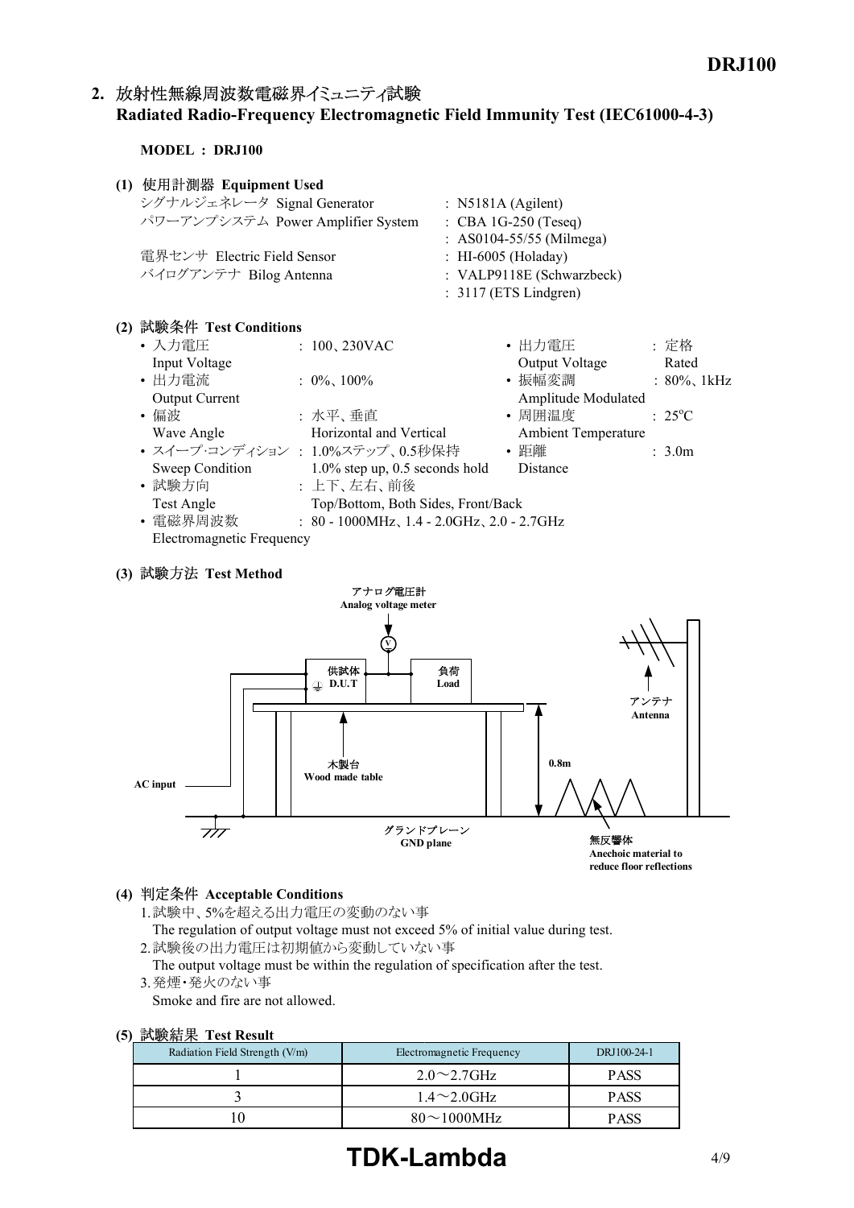## 2. 放射性無線周波数電磁界イミュニティ試験 Radiated Radio-Frequency Electromagnetic Field Immunity Test (IEC61000-4-3)

**MODEL : DRJ100**

### (1) 使用計測器 Equipment Used

シグナルジェネレータ Signal Generator : N5181A (Agilent)
パワーアンプシステム Power Amplifier System : CBA 1G-250 (Teseq)
: AS0104-55/55 (Milmega)
電界センサ Electric Field Sensor : HI-6005 (Holaday)
バイログアンテナ Bilog Antenna : VALP9118E (Schwarzbeck)
: 3117 (ETS Lindgren)

### (2) 試験条件 Test Conditions

- 入力電圧 Input Voltage : 100、230VAC
- 出力電圧 Output Voltage : 定格 Rated
- 出力電流 Output Current : 0%、100%
- 振幅変調 Amplitude Modulated : 80%、1kHz
- 偏波 Wave Angle : 水平、垂直 Horizontal and Vertical
- 周囲温度 Ambient Temperature : 25°C
- スイープ·コンディション Sweep Condition : 1.0%ステップ、0.5秒保持 1.0% step up, 0.5 seconds hold
- 距離 Distance : 3.0m
- 試験方向 Test Angle : 上下、左右、前後 Top/Bottom, Both Sides, Front/Back
- 電磁界周波数 Electromagnetic Frequency : 80 - 1000MHz、1.4 - 2.0GHz、2.0 - 2.7GHz

### (3) 試験方法 Test Method

アナログ電圧計 Analog voltage meter
V
供試体 D.U.T
負荷 Load
アンテナ Antenna
木製台 Wood made table
0.8m
AC input
グランドプレーン GND plane
無反響体 Anechoic material to reduce floor reflections

### (4) 判定条件 Acceptable Conditions

1. 試験中、5%を超える出力電圧の変動のない事
   The regulation of output voltage must not exceed 5% of initial value during test.
2. 試験後の出力電圧は初期値から変動していない事
   The output voltage must be within the regulation of specification after the test.
3. 発煙·発火のない事
   Smoke and fire are not allowed.

### (5) 試験結果 Test Result

| Radiation Field Strength (V/m) | Electromagnetic Frequency | DRJ100-24-1 |
|---|---|---|
| 1 | 2.0～2.7GHz | PASS |
| 3 | 1.4～2.0GHz | PASS |
| 10 | 80～1000MHz | PASS |

**TDK-Lambda**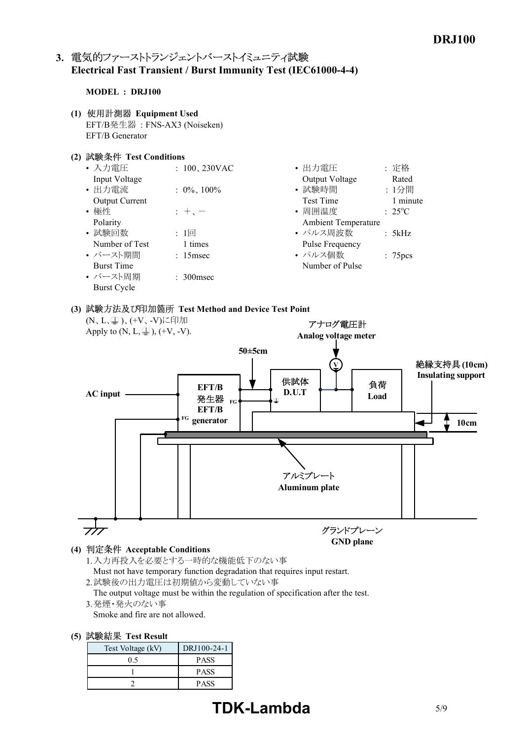## 3. 電気的ファーストトランジェントバーストイミュニティ試験 Electrical Fast Transient / Burst Immunity Test (IEC61000-4-4)

**MODEL : DRJ100**

**(1) 使用計測器 Equipment Used**

EFT/B発生器 : FNS-AX3 (Noiseken)
EFT/B Generator

**(2) 試験条件 Test Conditions**

- 入力電圧 Input Voltage : 100、230VAC
- 出力電流 Output Current : 0%、100%
- 極性 Polarity : +、−
- 試験回数 Number of Test : 1回 1 times
- バースト期間 Burst Time : 15msec
- バースト周期 Burst Cycle : 300msec
- 出力電圧 Output Voltage : 定格 Rated
- 試験時間 Test Time : 1分間 1 minute
- 周囲温度 Ambient Temperature : 25°C
- パルス周波数 Pulse Frequency : 5kHz
- パルス個数 Number of Pulse : 75pcs

**(3) 試験方法及び印加箇所 Test Method and Device Test Point**

(N、L、⏚)、(+V、-V)に印加
Apply to (N, L, ⏚), (+V, -V).

アナログ電圧計 Analog voltage meter
50±5cm
絶縁支持具(10cm) Insulating support
AC input
EFT/B 発生器 EFT/B generator
FG
FG
供試体 D.U.T
負荷 Load
10cm
アルミプレート Aluminum plate
グランドプレーン GND plane

**(4) 判定条件 Acceptable Conditions**

1. 入力再投入を必要とする一時的な機能低下のない事
   Must not have temporary function degradation that requires input restart.
2. 試験後の出力電圧は初期値から変動していない事
   The output voltage must be within the regulation of specification after the test.
3. 発煙・発火のない事
   Smoke and fire are not allowed.

**(5) 試験結果 Test Result**

| Test Voltage (kV) | DRJ100-24-1 |
|---|---|
| 0.5 | PASS |
| 1 | PASS |
| 2 | PASS |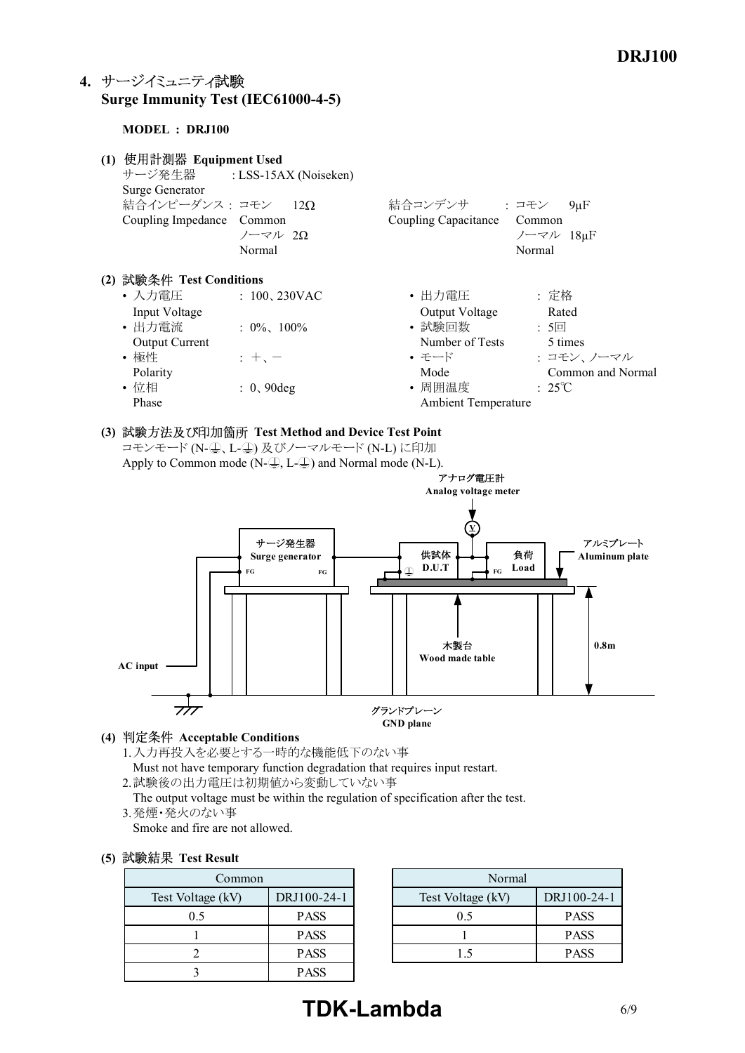## 4. サージイミュニティ試験 Surge Immunity Test (IEC61000-4-5)

**MODEL : DRJ100**

**(1) 使用計測器 Equipment Used**

サージ発生器 Surge Generator : LSS-15AX (Noiseken)

結合インピーダンス Coupling Impedance : コモン Common 12Ω、ノーマル Normal 2Ω

結合コンデンサ Coupling Capacitance : コモン Common 9μF、ノーマル Normal 18μF

**(2) 試験条件 Test Conditions**

- 入力電圧 Input Voltage : 100、230VAC
- 出力電流 Output Current : 0%、100%
- 極性 Polarity : ＋、－
- 位相 Phase : 0、90deg
- 出力電圧 Output Voltage : 定格 Rated
- 試験回数 Number of Tests : 5回 5 times
- モード Mode : コモン、ノーマル Common and Normal
- 周囲温度 Ambient Temperature : 25℃

**(3) 試験方法及び印加箇所 Test Method and Device Test Point**

コモンモード (N-⏚、L-⏚) 及びノーマルモード (N-L) に印加

Apply to Common mode (N-⏚, L-⏚) and Normal mode (N-L).

アナログ電圧計 Analog voltage meter
サージ発生器 Surge generator
FG
FG
供試体 D.U.T
負荷 Load
FG
アルミプレート Aluminum plate
AC input
木製台 Wood made table
0.8m
グランドプレーン GND plane

**(4) 判定条件 Acceptable Conditions**

1. 入力再投入を必要とする一時的な機能低下のない事
   Must not have temporary function degradation that requires input restart.
2. 試験後の出力電圧は初期値から変動していない事
   The output voltage must be within the regulation of specification after the test.
3. 発煙・発火のない事
   Smoke and fire are not allowed.

**(5) 試験結果 Test Result**

| Common | |
|---|---|
| Test Voltage (kV) | DRJ100-24-1 |
| 0.5 | PASS |
| 1 | PASS |
| 2 | PASS |
| 3 | PASS |

| Normal | |
|---|---|
| Test Voltage (kV) | DRJ100-24-1 |
| 0.5 | PASS |
| 1 | PASS |
| 1.5 | PASS |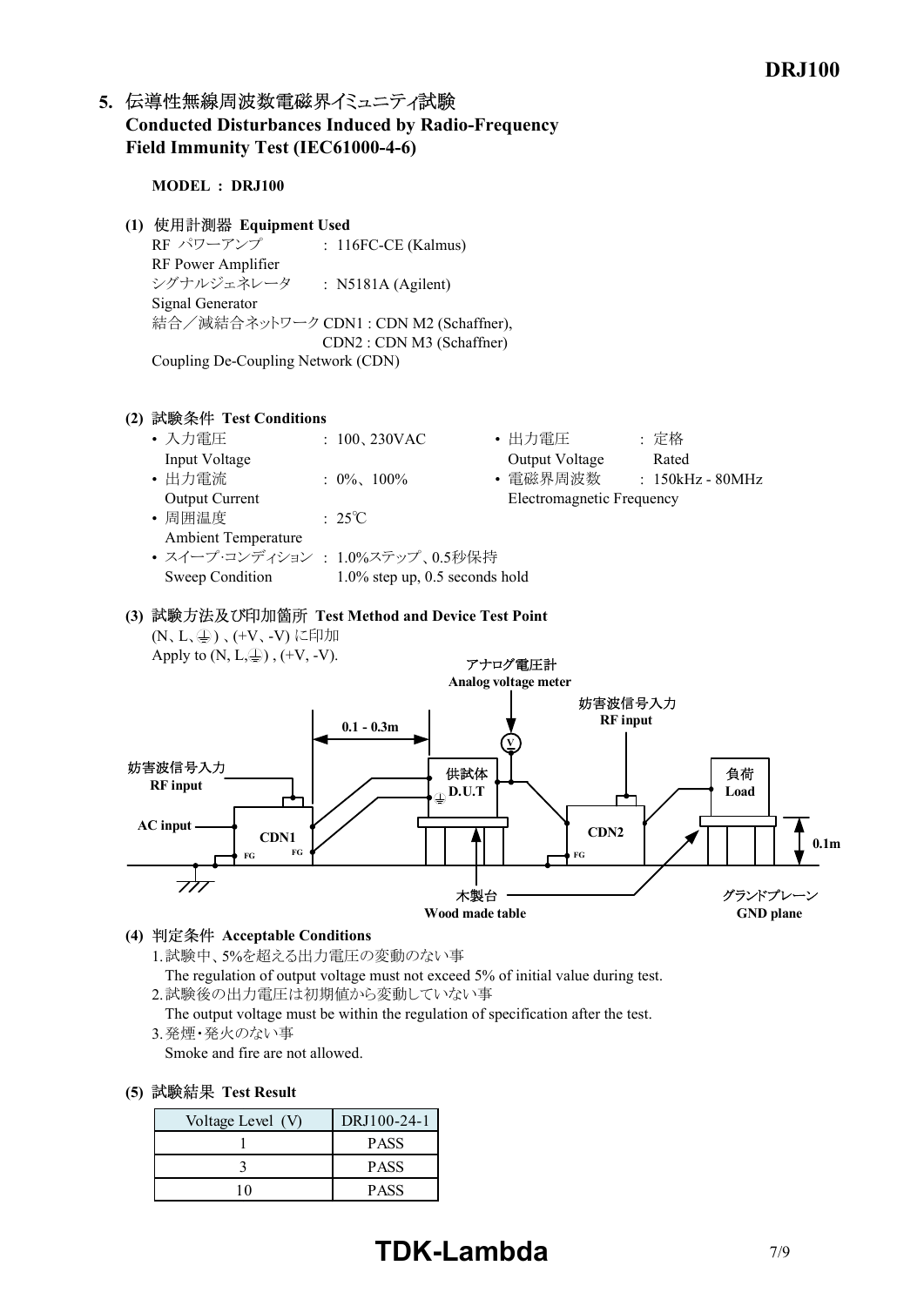## 5. 伝導性無線周波数電磁界イミュニティ試験 Conducted Disturbances Induced by Radio-Frequency Field Immunity Test (IEC61000-4-6)

**MODEL : DRJ100**

**(1) 使用計測器 Equipment Used**

RF パワーアンプ : 116FC-CE (Kalmus)
RF Power Amplifier
シグナルジェネレータ : N5181A (Agilent)
Signal Generator
結合／減結合ネットワーク CDN1 : CDN M2 (Schaffner),
CDN2 : CDN M3 (Schaffner)
Coupling De-Coupling Network (CDN)

**(2) 試験条件 Test Conditions**

- 入力電圧 Input Voltage : 100、230VAC
- 出力電圧 Output Voltage : 定格 Rated
- 出力電流 Output Current : 0%、100%
- 電磁界周波数 Electromagnetic Frequency : 150kHz - 80MHz
- 周囲温度 Ambient Temperature : 25℃
- スイープ･コンディション Sweep Condition : 1.0%ステップ、0.5秒保持 1.0% step up, 0.5 seconds hold

**(3) 試験方法及び印加箇所 Test Method and Device Test Point**

(N、L、⏚)、(+V、-V) に印加
Apply to (N, L,⏚) , (+V, -V).

アナログ電圧計
Analog voltage meter
妨害波信号入力
RF input
0.1 - 0.3m
V
妨害波信号入力
RF input
供試体
D.U.T
負荷
Load
AC input
CDN1
CDN2
FG
FG
FG
0.1m
木製台
Wood made table
グランドプレーン
GND plane

**(4) 判定条件 Acceptable Conditions**

1. 試験中、5%を超える出力電圧の変動のない事
   The regulation of output voltage must not exceed 5% of initial value during test.
2. 試験後の出力電圧は初期値から変動していない事
   The output voltage must be within the regulation of specification after the test.
3. 発煙･発火のない事
   Smoke and fire are not allowed.

**(5) 試験結果 Test Result**

| Voltage Level (V) | DRJ100-24-1 |
|---|---|
| 1 | PASS |
| 3 | PASS |
| 10 | PASS |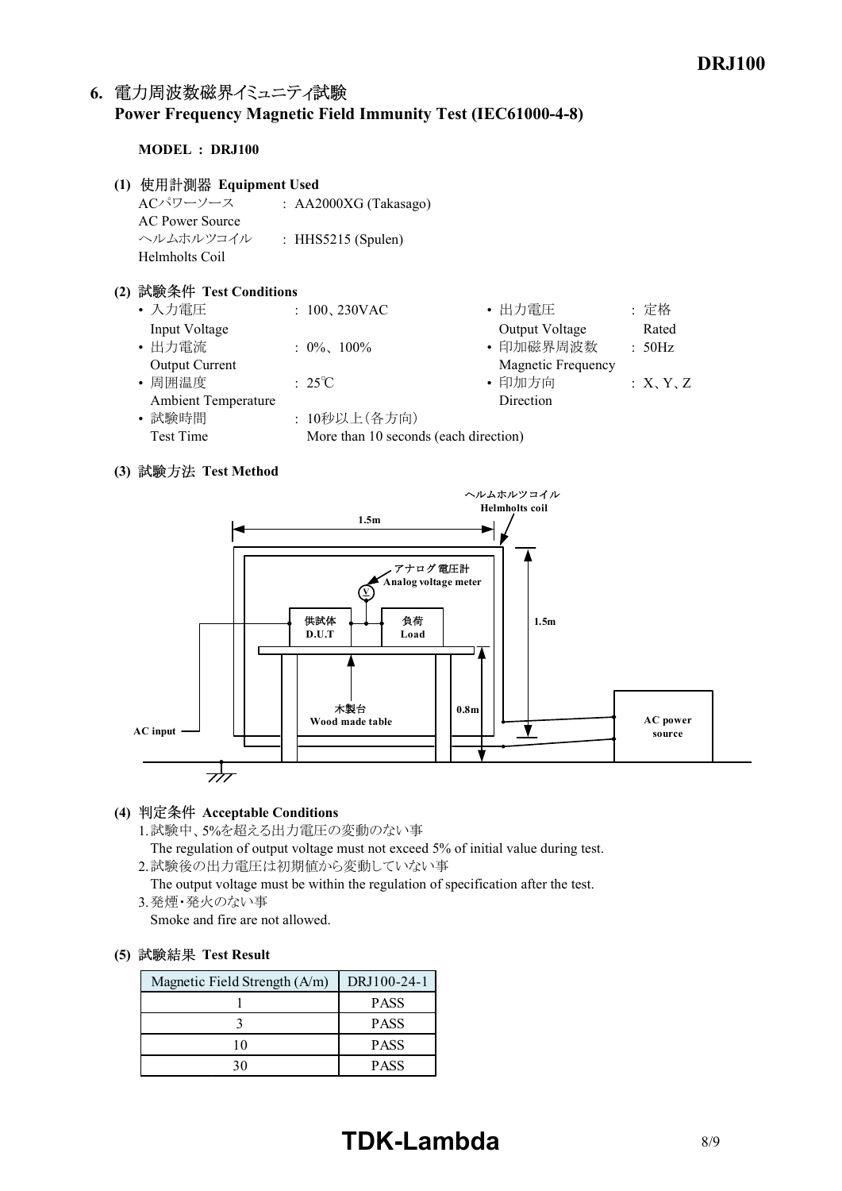## 6. 電力周波数磁界イミュニティ試験
## Power Frequency Magnetic Field Immunity Test (IEC61000-4-8)

**MODEL : DRJ100**

### (1) 使用計測器 Equipment Used

ACパワーソース : AA2000XG (Takasago)
AC Power Source
ヘルムホルツコイル : HHS5215 (Spulen)
Helmholts Coil

### (2) 試験条件 Test Conditions

- 入力電圧 Input Voltage : 100、230VAC
- 出力電圧 Output Voltage : 定格 Rated
- 出力電流 Output Current : 0%、100%
- 印加磁界周波数 Magnetic Frequency : 50Hz
- 周囲温度 Ambient Temperature : 25℃
- 印加方向 Direction : X、Y、Z
- 試験時間 Test Time : 10秒以上(各方向) More than 10 seconds (each direction)

### (3) 試験方法 Test Method

ヘルムホルツコイル
Helmholts coil
1.5m
アナログ電圧計
Analog voltage meter
V
供試体
D.U.T
負荷
Load
1.5m
木製台
Wood made table
0.8m
AC input
AC power source

### (4) 判定条件 Acceptable Conditions

1. 試験中、5%を超える出力電圧の変動のない事
   The regulation of output voltage must not exceed 5% of initial value during test.
2. 試験後の出力電圧は初期値から変動していない事
   The output voltage must be within the regulation of specification after the test.
3. 発煙・発火のない事
   Smoke and fire are not allowed.

### (5) 試験結果 Test Result

| Magnetic Field Strength (A/m) | DRJ100-24-1 |
|---|---|
| 1 | PASS |
| 3 | PASS |
| 10 | PASS |
| 30 | PASS |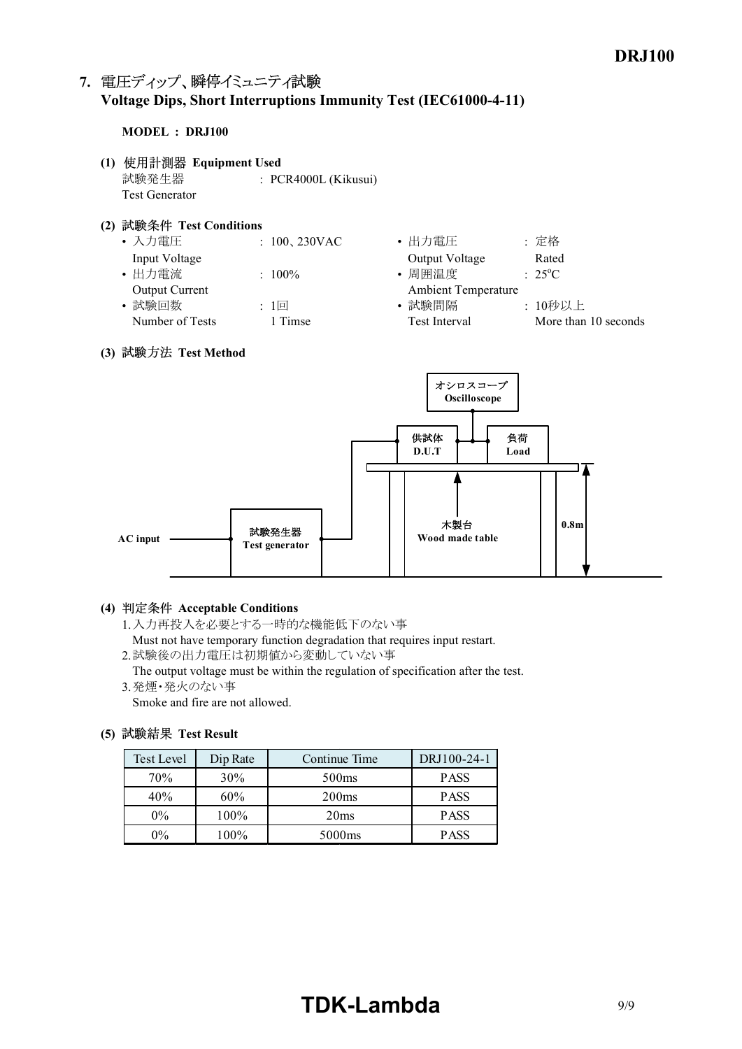## 7. 電圧ディップ､瞬停イミュニティ試験 Voltage Dips, Short Interruptions Immunity Test (IEC61000-4-11)

**MODEL : DRJ100**

**(1) 使用計測器 Equipment Used**

試験発生器 Test Generator : PCR4000L (Kikusui)

**(2) 試験条件 Test Conditions**

- 入力電圧 Input Voltage : 100､230VAC
- 出力電流 Output Current : 100%
- 試験回数 Number of Tests : 1回 1 Timse
- 出力電圧 Output Voltage : 定格 Rated
- 周囲温度 Ambient Temperature : 25°C
- 試験間隔 Test Interval : 10秒以上 More than 10 seconds

**(3) 試験方法 Test Method**

オシロスコープ Oscilloscope

供試体 D.U.T

負荷 Load

AC input

試験発生器 Test generator

木製台 Wood made table

0.8m

**(4) 判定条件 Acceptable Conditions**

1. 入力再投入を必要とする一時的な機能低下のない事
   Must not have temporary function degradation that requires input restart.
2. 試験後の出力電圧は初期値から変動していない事
   The output voltage must be within the regulation of specification after the test.
3. 発煙･発火のない事
   Smoke and fire are not allowed.

**(5) 試験結果 Test Result**

| Test Level | Dip Rate | Continue Time | DRJ100-24-1 |
|---|---|---|---|
| 70% | 30% | 500ms | PASS |
| 40% | 60% | 200ms | PASS |
| 0% | 100% | 20ms | PASS |
| 0% | 100% | 5000ms | PASS |